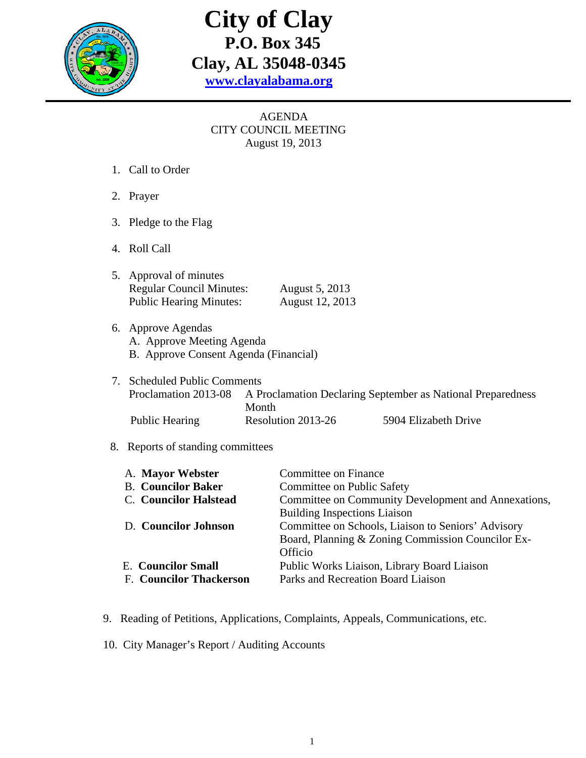# City of Clay

**P.O. Box 345**
**Clay, AL 35048-0345**
**www.clayalabama.org**

AGENDA
CITY COUNCIL MEETING
August 19, 2013

1. Call to Order

2. Prayer

3. Pledge to the Flag

4. Roll Call

5. Approval of minutes
   Regular Council Minutes: August 5, 2013
   Public Hearing Minutes: August 12, 2013

6. Approve Agendas
   A. Approve Meeting Agenda
   B. Approve Consent Agenda (Financial)

7. Scheduled Public Comments
   Proclamation 2013-08 — A Proclamation Declaring September as National Preparedness Month
   Public Hearing — Resolution 2013-26 — 5904 Elizabeth Drive

8. Reports of standing committees

| | |
|---|---|
| A. **Mayor Webster** | Committee on Finance |
| B. **Councilor Baker** | Committee on Public Safety |
| C. **Councilor Halstead** | Committee on Community Development and Annexations, Building Inspections Liaison |
| D. **Councilor Johnson** | Committee on Schools, Liaison to Seniors' Advisory Board, Planning & Zoning Commission Councilor Ex-Officio |
| E. **Councilor Small** | Public Works Liaison, Library Board Liaison |
| F. **Councilor Thackerson** | Parks and Recreation Board Liaison |

9. Reading of Petitions, Applications, Complaints, Appeals, Communications, etc.

10. City Manager's Report / Auditing Accounts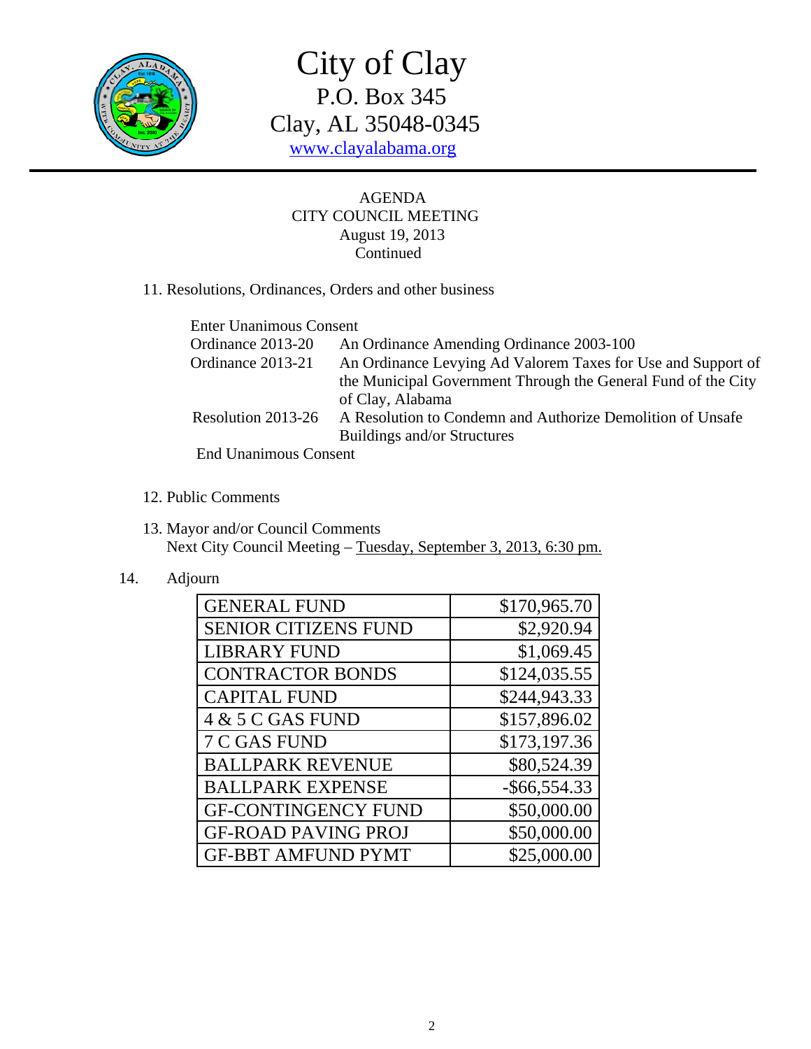# City of Clay

P.O. Box 345
Clay, AL 35048-0345
www.clayalabama.org

AGENDA
CITY COUNCIL MEETING
August 19, 2013
Continued

11. Resolutions, Ordinances, Orders and other business

Enter Unanimous Consent

| | |
|---|---|
| Ordinance 2013-20 | An Ordinance Amending Ordinance 2003-100 |
| Ordinance 2013-21 | An Ordinance Levying Ad Valorem Taxes for Use and Support of the Municipal Government Through the General Fund of the City of Clay, Alabama |
| Resolution 2013-26 | A Resolution to Condemn and Authorize Demolition of Unsafe Buildings and/or Structures |

End Unanimous Consent

12. Public Comments

13. Mayor and/or Council Comments
    Next City Council Meeting – Tuesday, September 3, 2013, 6:30 pm.

14. Adjourn

| | |
|---|---:|
| GENERAL FUND | $170,965.70 |
| SENIOR CITIZENS FUND | $2,920.94 |
| LIBRARY FUND | $1,069.45 |
| CONTRACTOR BONDS | $124,035.55 |
| CAPITAL FUND | $244,943.33 |
| 4 & 5 C GAS FUND | $157,896.02 |
| 7 C GAS FUND | $173,197.36 |
| BALLPARK REVENUE | $80,524.39 |
| BALLPARK EXPENSE | -$66,554.33 |
| GF-CONTINGENCY FUND | $50,000.00 |
| GF-ROAD PAVING PROJ | $50,000.00 |
| GF-BBT AMFUND PYMT | $25,000.00 |